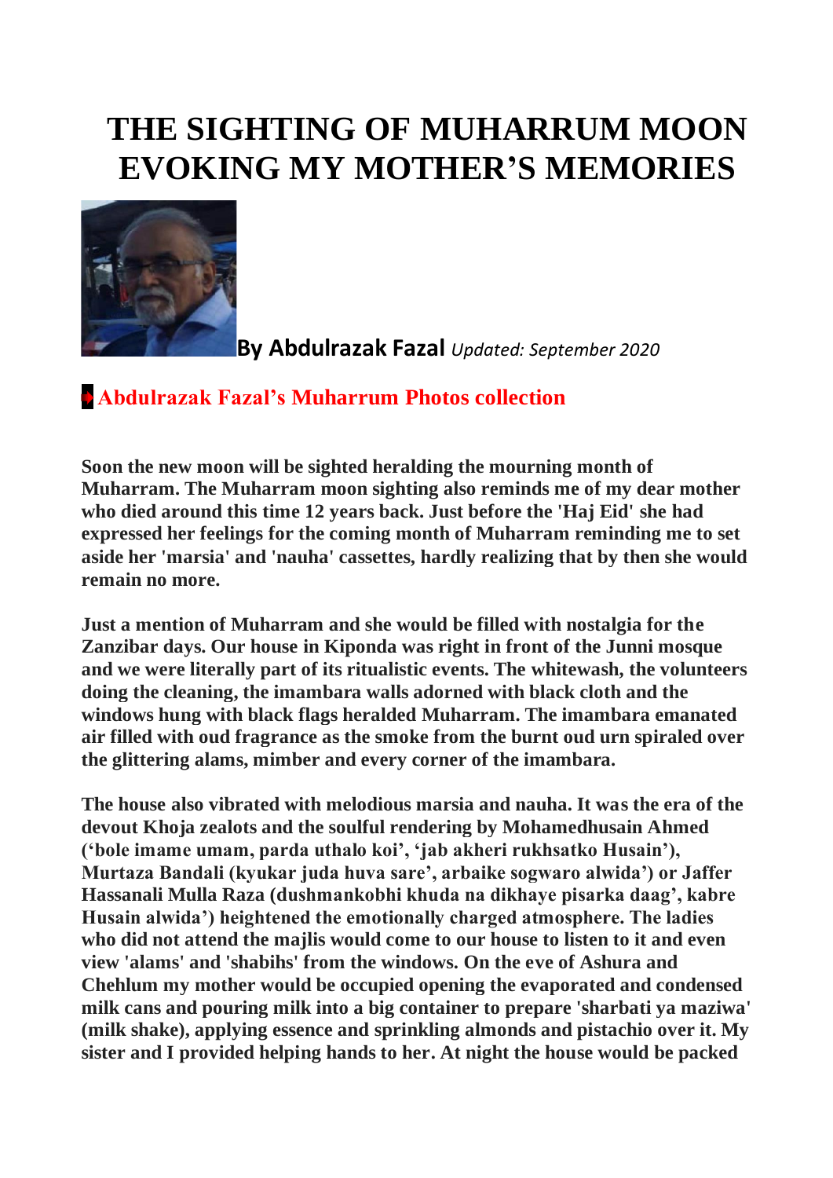# THE SIGHTING OF MUHARRUM MOON EVOKING MY MOTHER'S MEMORIES

**By Abdulrazak Fazal** *Updated: September 2020*

## Abdulrazak Fazal's Muharrum Photos collection

**Soon the new moon will be sighted heralding the mourning month of Muharram. The Muharram moon sighting also reminds me of my dear mother who died around this time 12 years back. Just before the 'Haj Eid' she had expressed her feelings for the coming month of Muharram reminding me to set aside her 'marsia' and 'nauha' cassettes, hardly realizing that by then she would remain no more.**

**Just a mention of Muharram and she would be filled with nostalgia for the Zanzibar days. Our house in Kiponda was right in front of the Junni mosque and we were literally part of its ritualistic events. The whitewash, the volunteers doing the cleaning, the imambara walls adorned with black cloth and the windows hung with black flags heralded Muharram. The imambara emanated air filled with oud fragrance as the smoke from the burnt oud urn spiraled over the glittering alams, mimber and every corner of the imambara.**

**The house also vibrated with melodious marsia and nauha. It was the era of the devout Khoja zealots and the soulful rendering by Mohamedhusain Ahmed ('bole imame umam, parda uthalo koi', 'jab akheri rukhsatko Husain'), Murtaza Bandali (kyukar juda huva sare', arbaike sogwaro alwida') or Jaffer Hassanali Mulla Raza (dushmankobhi khuda na dikhaye pisarka daag', kabre Husain alwida') heightened the emotionally charged atmosphere. The ladies who did not attend the majlis would come to our house to listen to it and even view 'alams' and 'shabihs' from the windows. On the eve of Ashura and Chehlum my mother would be occupied opening the evaporated and condensed milk cans and pouring milk into a big container to prepare 'sharbati ya maziwa' (milk shake), applying essence and sprinkling almonds and pistachio over it. My sister and I provided helping hands to her. At night the house would be packed**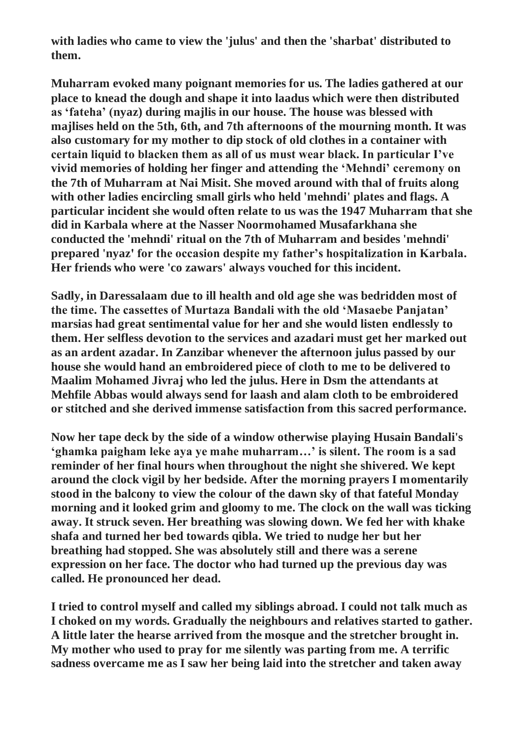**with ladies who came to view the 'julus' and then the 'sharbat' distributed to them.**

**Muharram evoked many poignant memories for us. The ladies gathered at our place to knead the dough and shape it into laadus which were then distributed as 'fateha' (nyaz) during majlis in our house. The house was blessed with majlises held on the 5th, 6th, and 7th afternoons of the mourning month. It was also customary for my mother to dip stock of old clothes in a container with certain liquid to blacken them as all of us must wear black. In particular I've vivid memories of holding her finger and attending the 'Mehndi' ceremony on the 7th of Muharram at Nai Misit. She moved around with thal of fruits along with other ladies encircling small girls who held 'mehndi' plates and flags. A particular incident she would often relate to us was the 1947 Muharram that she did in Karbala where at the Nasser Noormohamed Musafarkhana she conducted the 'mehndi' ritual on the 7th of Muharram and besides 'mehndi' prepared 'nyaz' for the occasion despite my father's hospitalization in Karbala. Her friends who were 'co zawars' always vouched for this incident.**

**Sadly, in Daressalaam due to ill health and old age she was bedridden most of the time. The cassettes of Murtaza Bandali with the old 'Masaebe Panjatan' marsias had great sentimental value for her and she would listen endlessly to them. Her selfless devotion to the services and azadari must get her marked out as an ardent azadar. In Zanzibar whenever the afternoon julus passed by our house she would hand an embroidered piece of cloth to me to be delivered to Maalim Mohamed Jivraj who led the julus. Here in Dsm the attendants at Mehfile Abbas would always send for laash and alam cloth to be embroidered or stitched and she derived immense satisfaction from this sacred performance.**

**Now her tape deck by the side of a window otherwise playing Husain Bandali's 'ghamka paigham leke aya ye mahe muharram…' is silent. The room is a sad reminder of her final hours when throughout the night she shivered. We kept around the clock vigil by her bedside. After the morning prayers I momentarily stood in the balcony to view the colour of the dawn sky of that fateful Monday morning and it looked grim and gloomy to me. The clock on the wall was ticking away. It struck seven. Her breathing was slowing down. We fed her with khake shafa and turned her bed towards qibla. We tried to nudge her but her breathing had stopped. She was absolutely still and there was a serene expression on her face. The doctor who had turned up the previous day was called. He pronounced her dead.**

**I tried to control myself and called my siblings abroad. I could not talk much as I choked on my words. Gradually the neighbours and relatives started to gather. A little later the hearse arrived from the mosque and the stretcher brought in. My mother who used to pray for me silently was parting from me. A terrific sadness overcame me as I saw her being laid into the stretcher and taken away**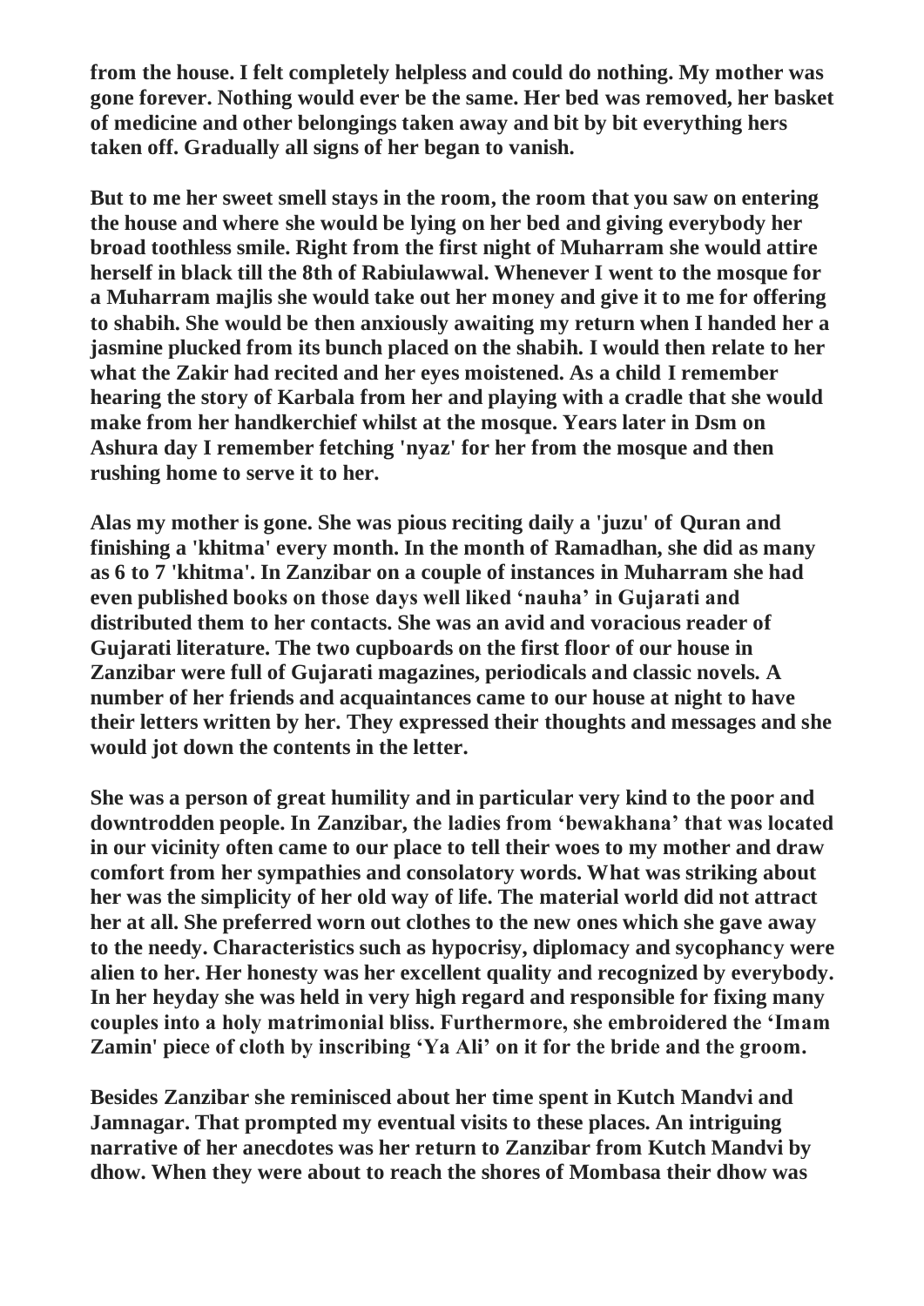**from the house. I felt completely helpless and could do nothing. My mother was gone forever. Nothing would ever be the same. Her bed was removed, her basket of medicine and other belongings taken away and bit by bit everything hers taken off. Gradually all signs of her began to vanish.**

**But to me her sweet smell stays in the room, the room that you saw on entering the house and where she would be lying on her bed and giving everybody her broad toothless smile. Right from the first night of Muharram she would attire herself in black till the 8th of Rabiulawwal. Whenever I went to the mosque for a Muharram majlis she would take out her money and give it to me for offering to shabih. She would be then anxiously awaiting my return when I handed her a jasmine plucked from its bunch placed on the shabih. I would then relate to her what the Zakir had recited and her eyes moistened. As a child I remember hearing the story of Karbala from her and playing with a cradle that she would make from her handkerchief whilst at the mosque. Years later in Dsm on Ashura day I remember fetching 'nyaz' for her from the mosque and then rushing home to serve it to her.**

**Alas my mother is gone. She was pious reciting daily a 'juzu' of Quran and finishing a 'khitma' every month. In the month of Ramadhan, she did as many as 6 to 7 'khitma'. In Zanzibar on a couple of instances in Muharram she had even published books on those days well liked 'nauha' in Gujarati and distributed them to her contacts. She was an avid and voracious reader of Gujarati literature. The two cupboards on the first floor of our house in Zanzibar were full of Gujarati magazines, periodicals and classic novels. A number of her friends and acquaintances came to our house at night to have their letters written by her. They expressed their thoughts and messages and she would jot down the contents in the letter.**

**She was a person of great humility and in particular very kind to the poor and downtrodden people. In Zanzibar, the ladies from 'bewakhana' that was located in our vicinity often came to our place to tell their woes to my mother and draw comfort from her sympathies and consolatory words. What was striking about her was the simplicity of her old way of life. The material world did not attract her at all. She preferred worn out clothes to the new ones which she gave away to the needy. Characteristics such as hypocrisy, diplomacy and sycophancy were alien to her. Her honesty was her excellent quality and recognized by everybody. In her heyday she was held in very high regard and responsible for fixing many couples into a holy matrimonial bliss. Furthermore, she embroidered the 'Imam Zamin' piece of cloth by inscribing 'Ya Ali' on it for the bride and the groom.**

**Besides Zanzibar she reminisced about her time spent in Kutch Mandvi and Jamnagar. That prompted my eventual visits to these places. An intriguing narrative of her anecdotes was her return to Zanzibar from Kutch Mandvi by dhow. When they were about to reach the shores of Mombasa their dhow was**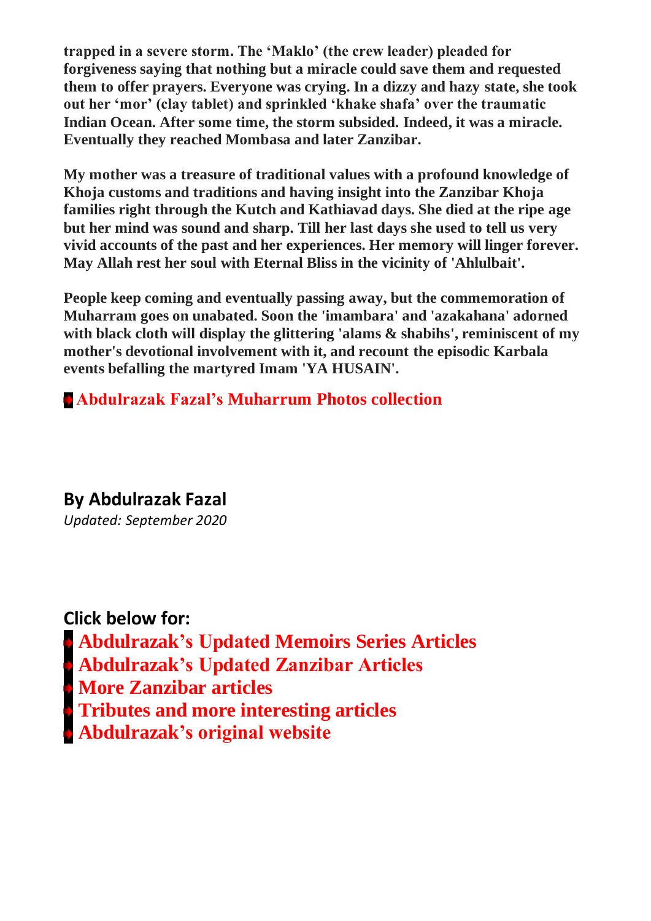**trapped in a severe storm. The 'Maklo' (the crew leader) pleaded for forgiveness saying that nothing but a miracle could save them and requested them to offer prayers. Everyone was crying. In a dizzy and hazy state, she took out her 'mor' (clay tablet) and sprinkled 'khake shafa' over the traumatic Indian Ocean. After some time, the storm subsided. Indeed, it was a miracle. Eventually they reached Mombasa and later Zanzibar.**

**My mother was a treasure of traditional values with a profound knowledge of Khoja customs and traditions and having insight into the Zanzibar Khoja families right through the Kutch and Kathiavad days. She died at the ripe age but her mind was sound and sharp. Till her last days she used to tell us very vivid accounts of the past and her experiences. Her memory will linger forever. May Allah rest her soul with Eternal Bliss in the vicinity of 'Ahlulbait'.**

**People keep coming and eventually passing away, but the commemoration of Muharram goes on unabated. Soon the 'imambara' and 'azakahana' adorned with black cloth will display the glittering 'alams & shabihs', reminiscent of my mother's devotional involvement with it, and recount the episodic Karbala events befalling the martyred Imam 'YA HUSAIN'.**

- **Abdulrazak Fazal's Muharrum Photos collection**

## By Abdulrazak Fazal

*Updated: September 2020*

## Click below for:

- **Abdulrazak's Updated Memoirs Series Articles**
- **Abdulrazak's Updated Zanzibar Articles**
- **More Zanzibar articles**
- **Tributes and more interesting articles**
- **Abdulrazak's original website**